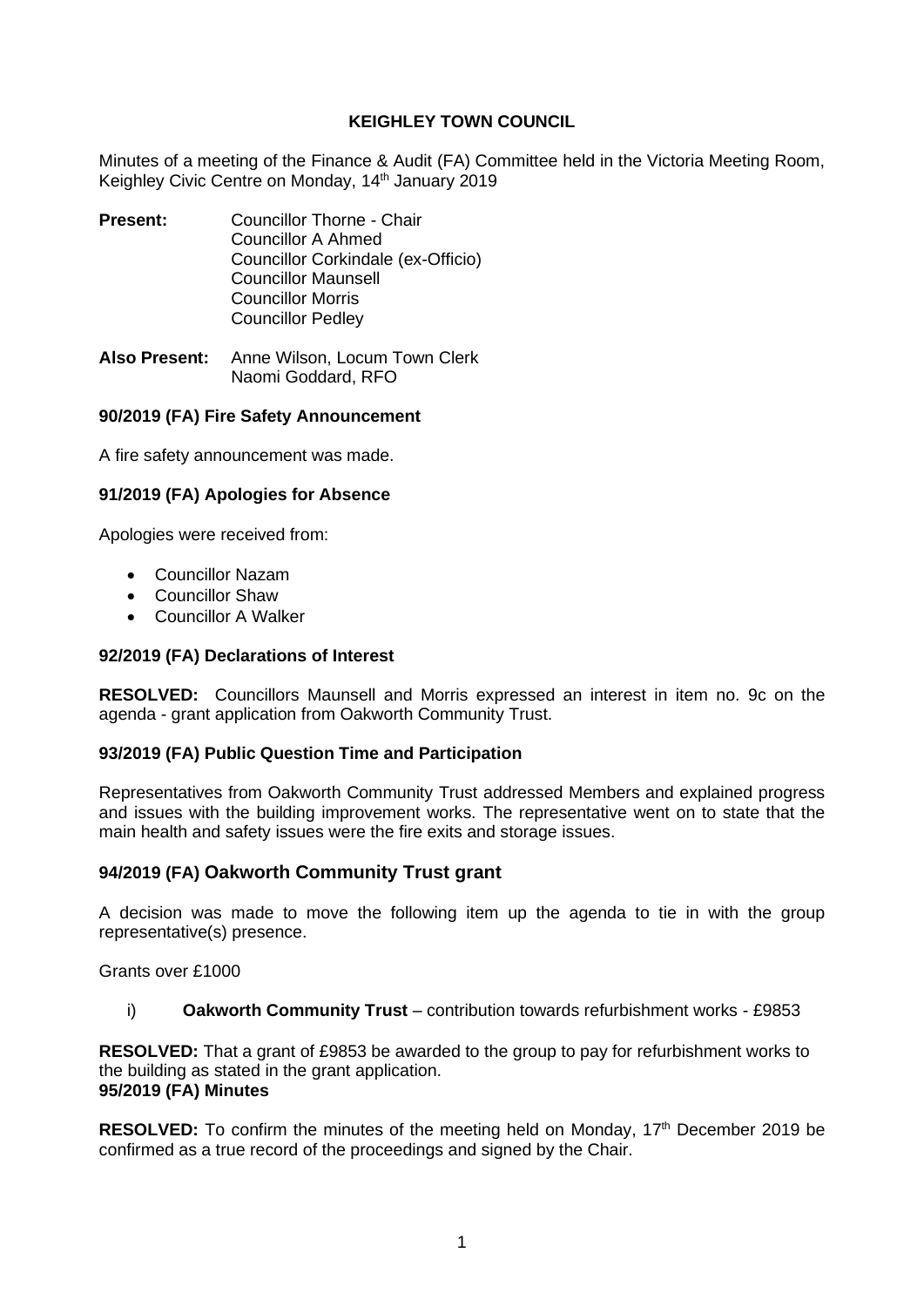# KEIGHLEY TOWN COUNCIL

Minutes of a meeting of the Finance & Audit (FA) Committee held in the Victoria Meeting Room, Keighley Civic Centre on Monday, 14th January 2019

**Present:** Councillor Thorne - Chair
Councillor A Ahmed
Councillor Corkindale (ex-Officio)
Councillor Maunsell
Councillor Morris
Councillor Pedley

**Also Present:** Anne Wilson, Locum Town Clerk
Naomi Goddard, RFO

### 90/2019 (FA) Fire Safety Announcement

A fire safety announcement was made.

### 91/2019 (FA) Apologies for Absence

Apologies were received from:

- Councillor Nazam
- Councillor Shaw
- Councillor A Walker

### 92/2019 (FA) Declarations of Interest

**RESOLVED:** Councillors Maunsell and Morris expressed an interest in item no. 9c on the agenda - grant application from Oakworth Community Trust.

### 93/2019 (FA) Public Question Time and Participation

Representatives from Oakworth Community Trust addressed Members and explained progress and issues with the building improvement works. The representative went on to state that the main health and safety issues were the fire exits and storage issues.

### 94/2019 (FA) Oakworth Community Trust grant

A decision was made to move the following item up the agenda to tie in with the group representative(s) presence.

Grants over £1000

i) **Oakworth Community Trust** – contribution towards refurbishment works - £9853

**RESOLVED:** That a grant of £9853 be awarded to the group to pay for refurbishment works to the building as stated in the grant application.

### 95/2019 (FA) Minutes

**RESOLVED:** To confirm the minutes of the meeting held on Monday, 17th December 2019 be confirmed as a true record of the proceedings and signed by the Chair.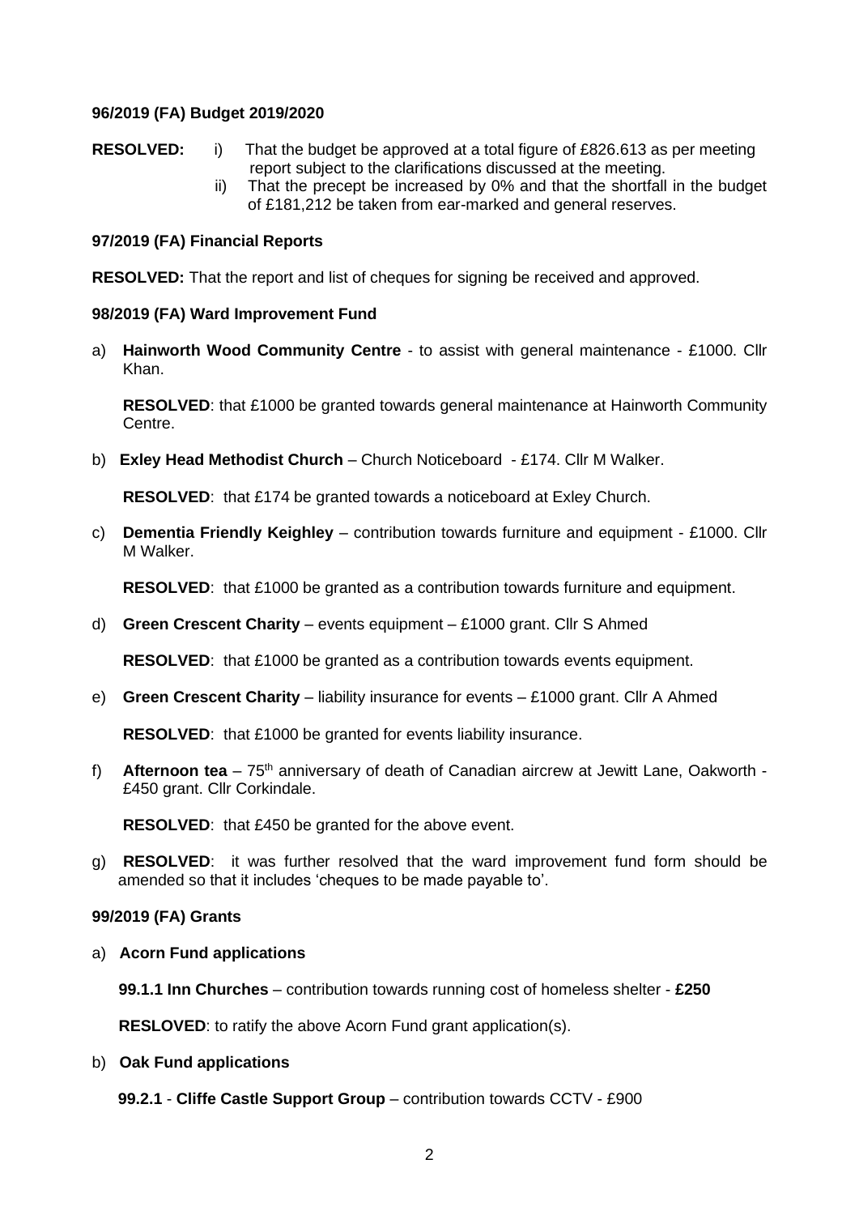**96/2019 (FA) Budget 2019/2020**

**RESOLVED:**
i) That the budget be approved at a total figure of £826.613 as per meeting report subject to the clarifications discussed at the meeting.
ii) That the precept be increased by 0% and that the shortfall in the budget of £181,212 be taken from ear-marked and general reserves.

**97/2019 (FA) Financial Reports**

**RESOLVED:** That the report and list of cheques for signing be received and approved.

**98/2019 (FA) Ward Improvement Fund**

a) **Hainworth Wood Community Centre** - to assist with general maintenance - £1000. Cllr Khan.

**RESOLVED**: that £1000 be granted towards general maintenance at Hainworth Community Centre.

b) **Exley Head Methodist Church** – Church Noticeboard - £174. Cllr M Walker.

**RESOLVED**: that £174 be granted towards a noticeboard at Exley Church.

c) **Dementia Friendly Keighley** – contribution towards furniture and equipment - £1000. Cllr M Walker.

**RESOLVED**: that £1000 be granted as a contribution towards furniture and equipment.

d) **Green Crescent Charity** – events equipment – £1000 grant. Cllr S Ahmed

**RESOLVED**: that £1000 be granted as a contribution towards events equipment.

e) **Green Crescent Charity** – liability insurance for events – £1000 grant. Cllr A Ahmed

**RESOLVED**: that £1000 be granted for events liability insurance.

f) **Afternoon tea** – 75th anniversary of death of Canadian aircrew at Jewitt Lane, Oakworth - £450 grant. Cllr Corkindale.

**RESOLVED**: that £450 be granted for the above event.

g) **RESOLVED**: it was further resolved that the ward improvement fund form should be amended so that it includes 'cheques to be made payable to'.

**99/2019 (FA) Grants**

a) **Acorn Fund applications**

**99.1.1 Inn Churches** – contribution towards running cost of homeless shelter - **£250**

**RESLOVED**: to ratify the above Acorn Fund grant application(s).

b) **Oak Fund applications**

**99.2.1** - **Cliffe Castle Support Group** – contribution towards CCTV - £900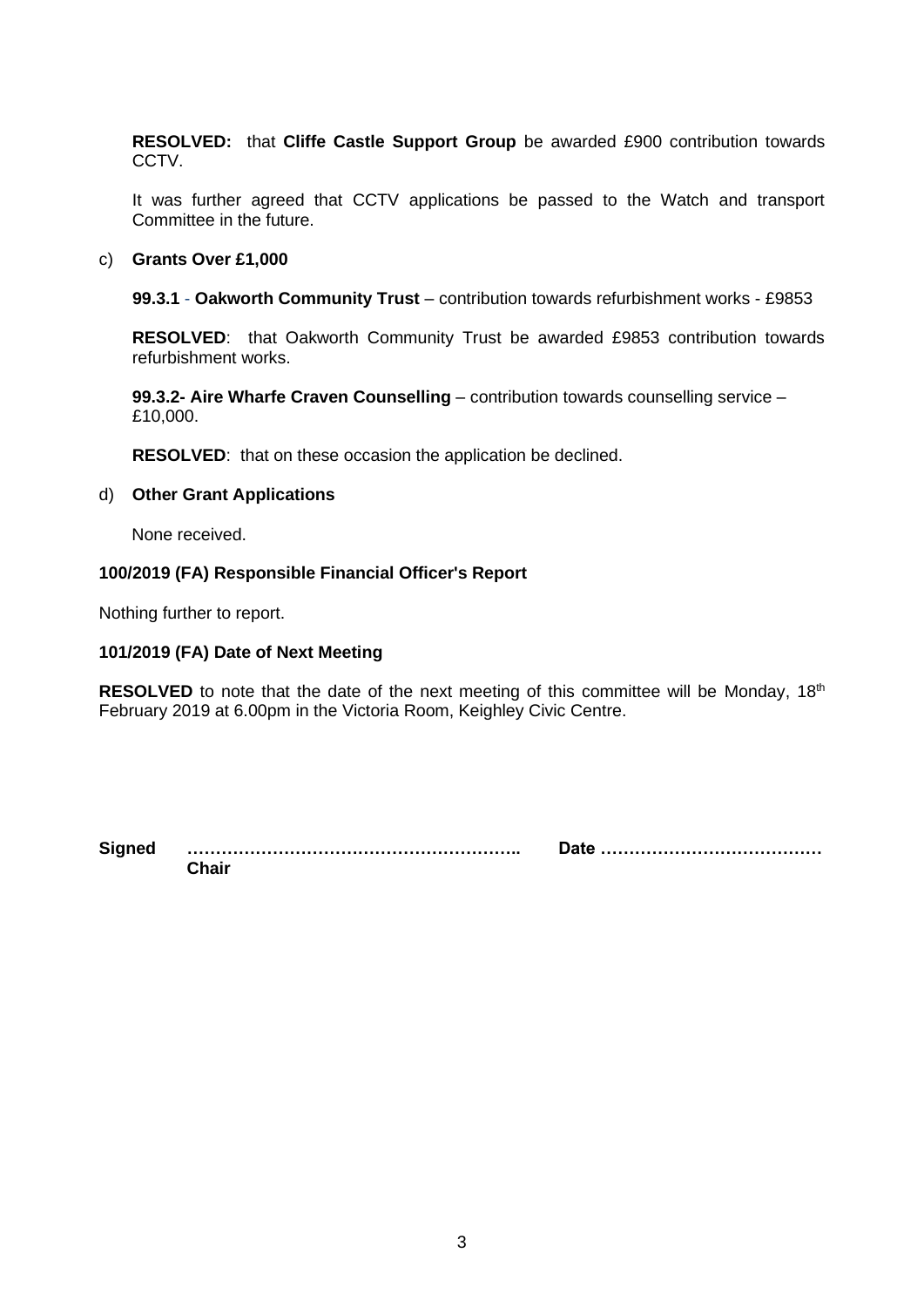**RESOLVED:** that **Cliffe Castle Support Group** be awarded £900 contribution towards CCTV.

It was further agreed that CCTV applications be passed to the Watch and transport Committee in the future.

c) **Grants Over £1,000**

**99.3.1** - **Oakworth Community Trust** – contribution towards refurbishment works - £9853

**RESOLVED**: that Oakworth Community Trust be awarded £9853 contribution towards refurbishment works.

**99.3.2- Aire Wharfe Craven Counselling** – contribution towards counselling service – £10,000.

**RESOLVED**: that on these occasion the application be declined.

d) **Other Grant Applications**

None received.

**100/2019 (FA) Responsible Financial Officer's Report**

Nothing further to report.

**101/2019 (FA) Date of Next Meeting**

**RESOLVED** to note that the date of the next meeting of this committee will be Monday, 18th February 2019 at 6.00pm in the Victoria Room, Keighley Civic Centre.

**Signed** ………………………………………………….. **Date** …………………………………
**Chair**